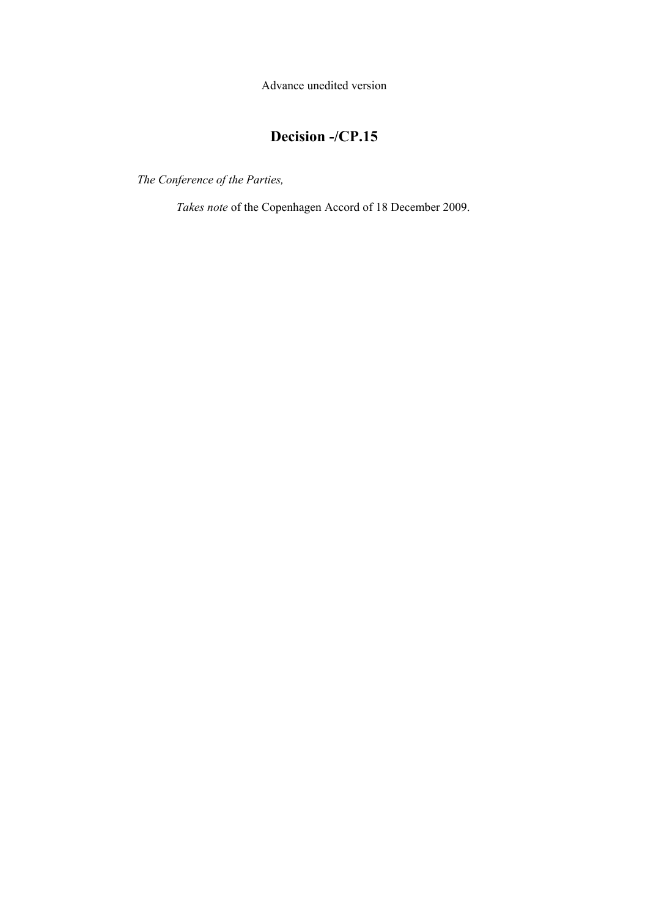Advance unedited version

# Decision -/CP.15

*The Conference of the Parties,*

*Takes note* of the Copenhagen Accord of 18 December 2009.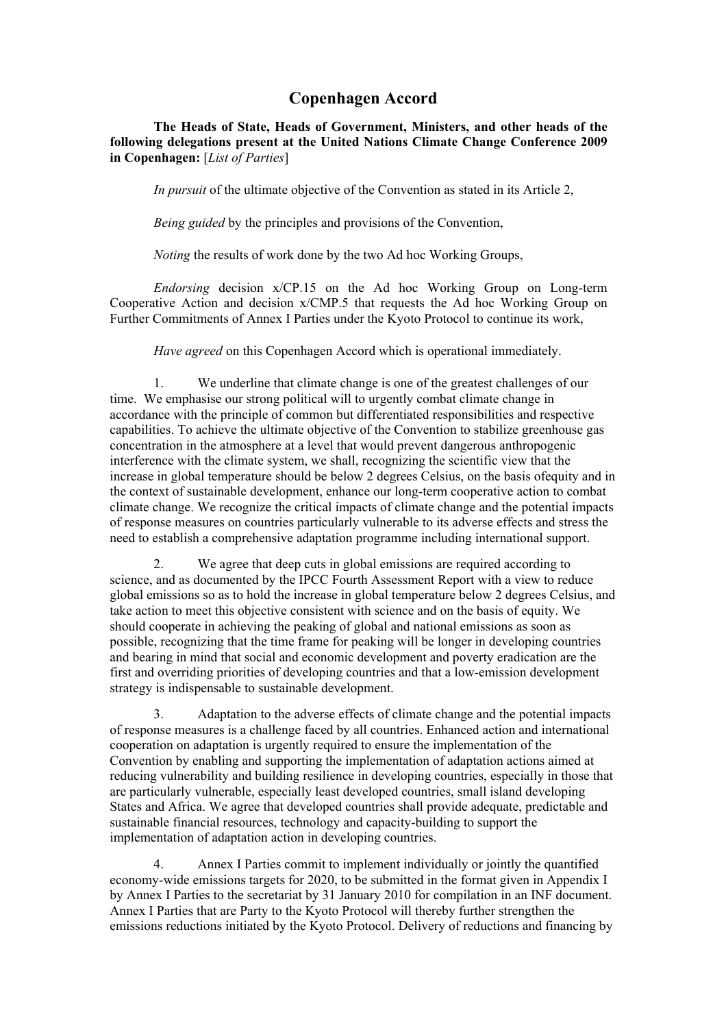# Copenhagen Accord

**The Heads of State, Heads of Government, Ministers, and other heads of the following delegations present at the United Nations Climate Change Conference 2009 in Copenhagen:** [*List of Parties*]

*In pursuit* of the ultimate objective of the Convention as stated in its Article 2,

*Being guided* by the principles and provisions of the Convention,

*Noting* the results of work done by the two Ad hoc Working Groups,

*Endorsing* decision x/CP.15 on the Ad hoc Working Group on Long-term Cooperative Action and decision x/CMP.5 that requests the Ad hoc Working Group on Further Commitments of Annex I Parties under the Kyoto Protocol to continue its work,

*Have agreed* on this Copenhagen Accord which is operational immediately.

1. We underline that climate change is one of the greatest challenges of our time. We emphasise our strong political will to urgently combat climate change in accordance with the principle of common but differentiated responsibilities and respective capabilities. To achieve the ultimate objective of the Convention to stabilize greenhouse gas concentration in the atmosphere at a level that would prevent dangerous anthropogenic interference with the climate system, we shall, recognizing the scientific view that the increase in global temperature should be below 2 degrees Celsius, on the basis ofequity and in the context of sustainable development, enhance our long-term cooperative action to combat climate change. We recognize the critical impacts of climate change and the potential impacts of response measures on countries particularly vulnerable to its adverse effects and stress the need to establish a comprehensive adaptation programme including international support.

2. We agree that deep cuts in global emissions are required according to science, and as documented by the IPCC Fourth Assessment Report with a view to reduce global emissions so as to hold the increase in global temperature below 2 degrees Celsius, and take action to meet this objective consistent with science and on the basis of equity. We should cooperate in achieving the peaking of global and national emissions as soon as possible, recognizing that the time frame for peaking will be longer in developing countries and bearing in mind that social and economic development and poverty eradication are the first and overriding priorities of developing countries and that a low-emission development strategy is indispensable to sustainable development.

3. Adaptation to the adverse effects of climate change and the potential impacts of response measures is a challenge faced by all countries. Enhanced action and international cooperation on adaptation is urgently required to ensure the implementation of the Convention by enabling and supporting the implementation of adaptation actions aimed at reducing vulnerability and building resilience in developing countries, especially in those that are particularly vulnerable, especially least developed countries, small island developing States and Africa. We agree that developed countries shall provide adequate, predictable and sustainable financial resources, technology and capacity-building to support the implementation of adaptation action in developing countries.

4. Annex I Parties commit to implement individually or jointly the quantified economy-wide emissions targets for 2020, to be submitted in the format given in Appendix I by Annex I Parties to the secretariat by 31 January 2010 for compilation in an INF document. Annex I Parties that are Party to the Kyoto Protocol will thereby further strengthen the emissions reductions initiated by the Kyoto Protocol. Delivery of reductions and financing by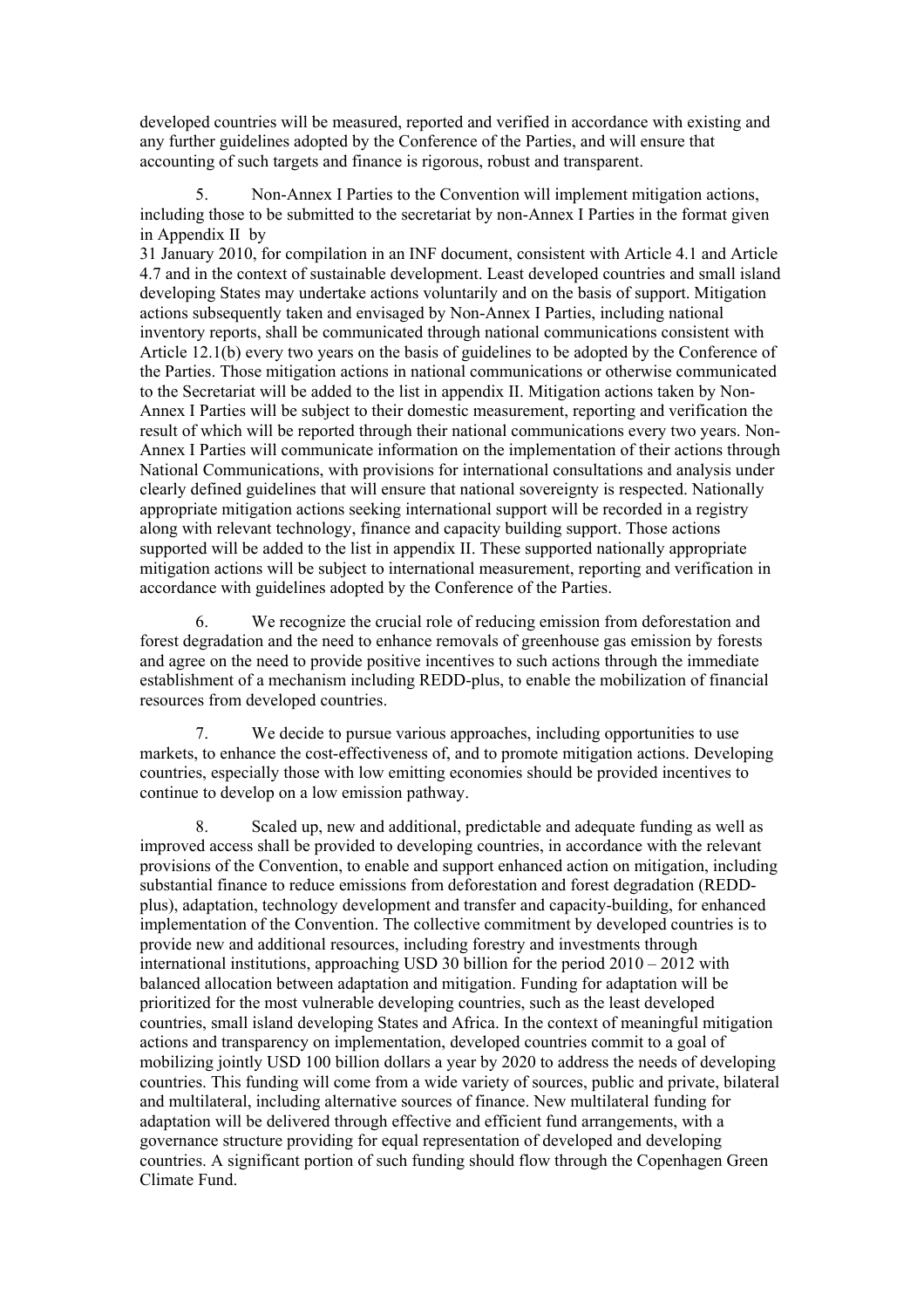developed countries will be measured, reported and verified in accordance with existing and any further guidelines adopted by the Conference of the Parties, and will ensure that accounting of such targets and finance is rigorous, robust and transparent.

5. Non-Annex I Parties to the Convention will implement mitigation actions, including those to be submitted to the secretariat by non-Annex I Parties in the format given in Appendix II by 31 January 2010, for compilation in an INF document, consistent with Article 4.1 and Article 4.7 and in the context of sustainable development. Least developed countries and small island developing States may undertake actions voluntarily and on the basis of support. Mitigation actions subsequently taken and envisaged by Non-Annex I Parties, including national inventory reports, shall be communicated through national communications consistent with Article 12.1(b) every two years on the basis of guidelines to be adopted by the Conference of the Parties. Those mitigation actions in national communications or otherwise communicated to the Secretariat will be added to the list in appendix II. Mitigation actions taken by Non-Annex I Parties will be subject to their domestic measurement, reporting and verification the result of which will be reported through their national communications every two years. Non-Annex I Parties will communicate information on the implementation of their actions through National Communications, with provisions for international consultations and analysis under clearly defined guidelines that will ensure that national sovereignty is respected. Nationally appropriate mitigation actions seeking international support will be recorded in a registry along with relevant technology, finance and capacity building support. Those actions supported will be added to the list in appendix II. These supported nationally appropriate mitigation actions will be subject to international measurement, reporting and verification in accordance with guidelines adopted by the Conference of the Parties.

6. We recognize the crucial role of reducing emission from deforestation and forest degradation and the need to enhance removals of greenhouse gas emission by forests and agree on the need to provide positive incentives to such actions through the immediate establishment of a mechanism including REDD-plus, to enable the mobilization of financial resources from developed countries.

7. We decide to pursue various approaches, including opportunities to use markets, to enhance the cost-effectiveness of, and to promote mitigation actions. Developing countries, especially those with low emitting economies should be provided incentives to continue to develop on a low emission pathway.

8. Scaled up, new and additional, predictable and adequate funding as well as improved access shall be provided to developing countries, in accordance with the relevant provisions of the Convention, to enable and support enhanced action on mitigation, including substantial finance to reduce emissions from deforestation and forest degradation (REDD-plus), adaptation, technology development and transfer and capacity-building, for enhanced implementation of the Convention. The collective commitment by developed countries is to provide new and additional resources, including forestry and investments through international institutions, approaching USD 30 billion for the period 2010 – 2012 with balanced allocation between adaptation and mitigation. Funding for adaptation will be prioritized for the most vulnerable developing countries, such as the least developed countries, small island developing States and Africa. In the context of meaningful mitigation actions and transparency on implementation, developed countries commit to a goal of mobilizing jointly USD 100 billion dollars a year by 2020 to address the needs of developing countries. This funding will come from a wide variety of sources, public and private, bilateral and multilateral, including alternative sources of finance. New multilateral funding for adaptation will be delivered through effective and efficient fund arrangements, with a governance structure providing for equal representation of developed and developing countries. A significant portion of such funding should flow through the Copenhagen Green Climate Fund.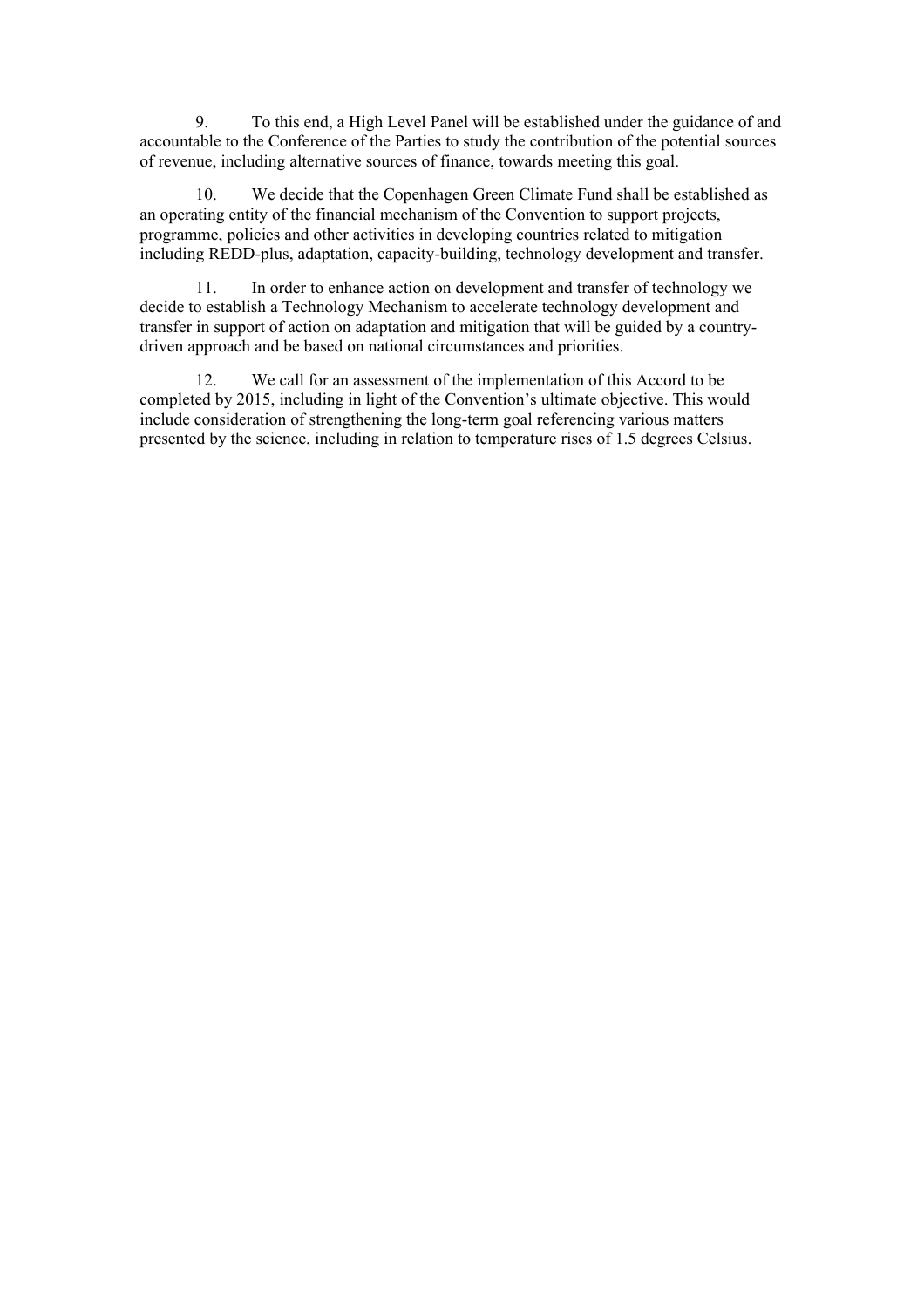9. To this end, a High Level Panel will be established under the guidance of and accountable to the Conference of the Parties to study the contribution of the potential sources of revenue, including alternative sources of finance, towards meeting this goal.

10. We decide that the Copenhagen Green Climate Fund shall be established as an operating entity of the financial mechanism of the Convention to support projects, programme, policies and other activities in developing countries related to mitigation including REDD-plus, adaptation, capacity-building, technology development and transfer.

11. In order to enhance action on development and transfer of technology we decide to establish a Technology Mechanism to accelerate technology development and transfer in support of action on adaptation and mitigation that will be guided by a country-driven approach and be based on national circumstances and priorities.

12. We call for an assessment of the implementation of this Accord to be completed by 2015, including in light of the Convention's ultimate objective. This would include consideration of strengthening the long-term goal referencing various matters presented by the science, including in relation to temperature rises of 1.5 degrees Celsius.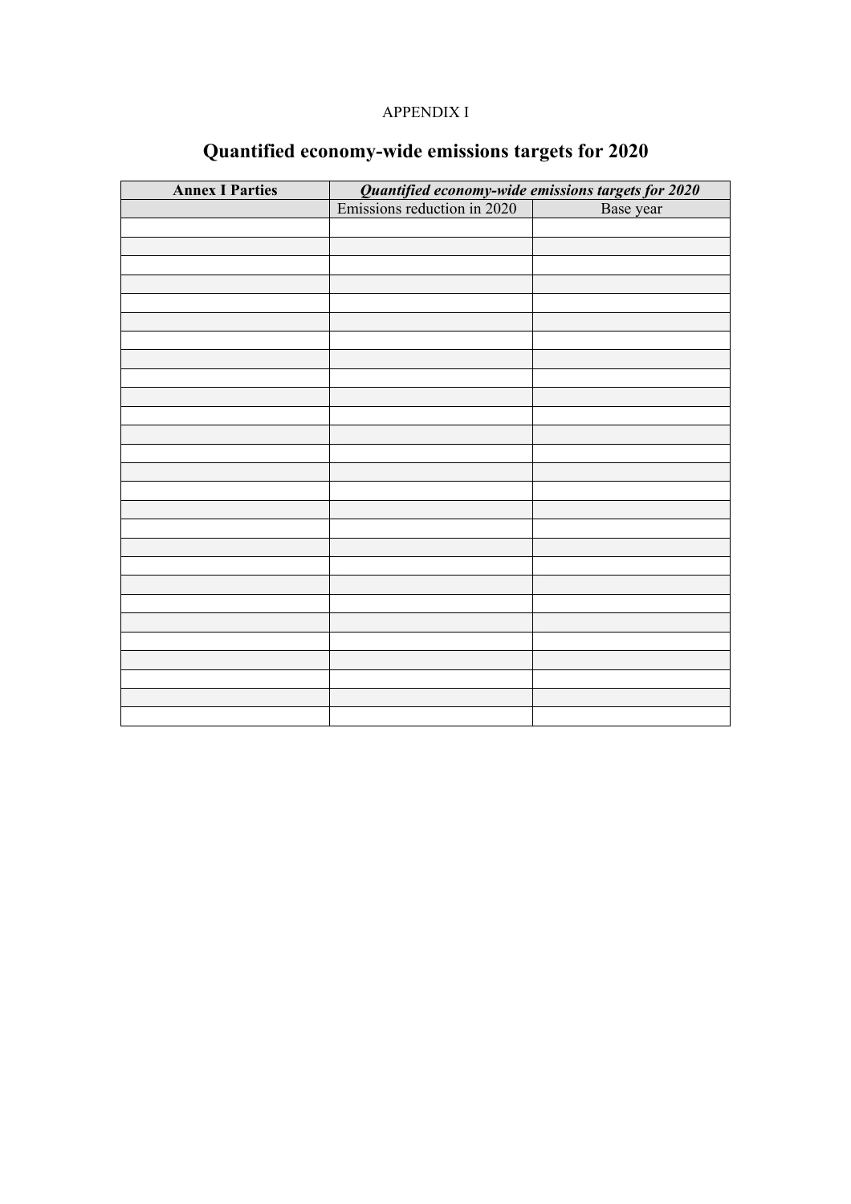APPENDIX I

# Quantified economy-wide emissions targets for 2020

| **Annex I Parties** | ***Quantified economy-wide emissions targets for 2020*** | |
|---|---|---|
| | Emissions reduction in 2020 | Base year |
| | | |
| | | |
| | | |
| | | |
| | | |
| | | |
| | | |
| | | |
| | | |
| | | |
| | | |
| | | |
| | | |
| | | |
| | | |
| | | |
| | | |
| | | |
| | | |
| | | |
| | | |
| | | |
| | | |
| | | |
| | | |
| | | |
| | | |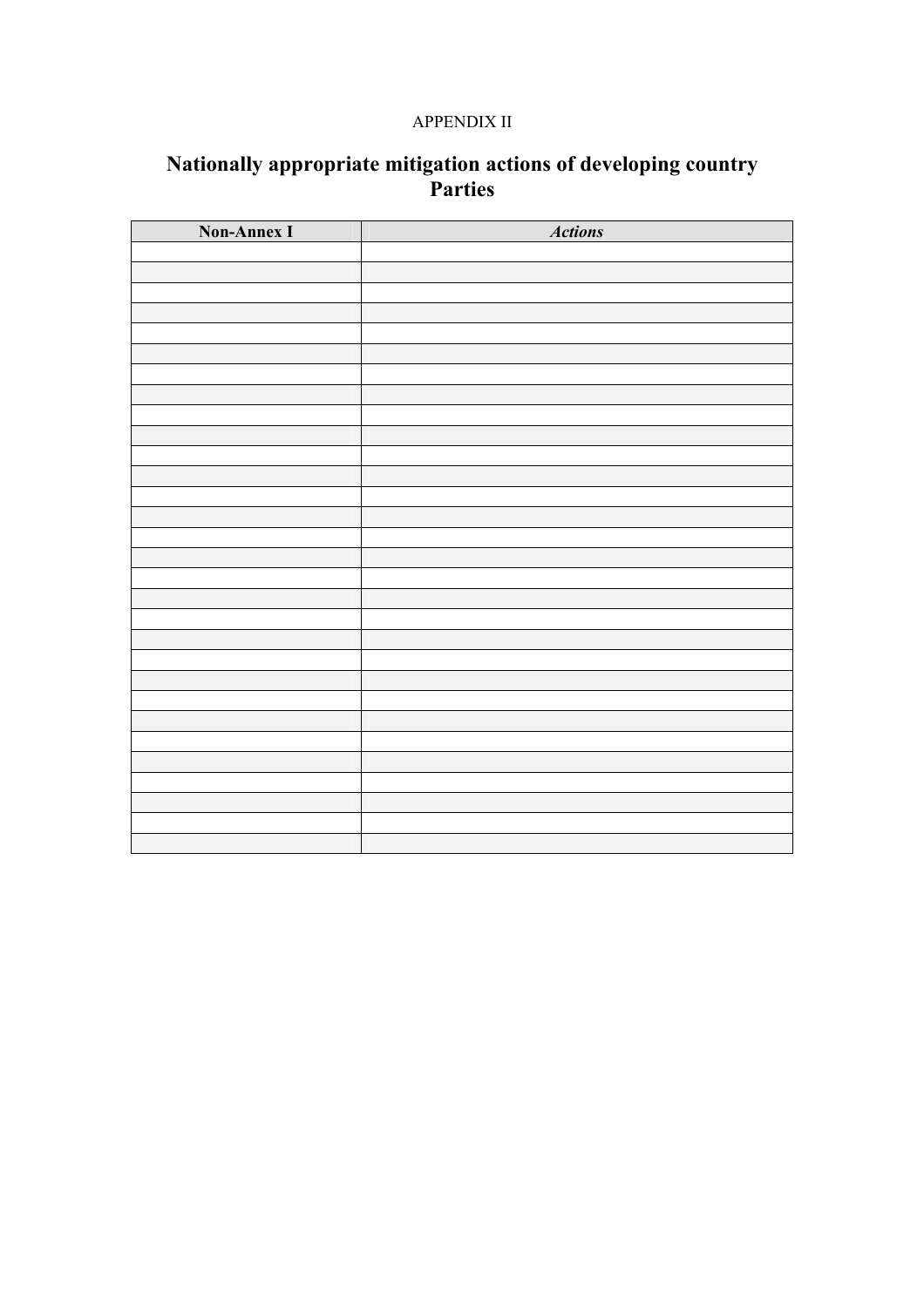APPENDIX II

## Nationally appropriate mitigation actions of developing country Parties

| **Non-Annex I** | ***Actions*** |
|---|---|
| | |
| | |
| | |
| | |
| | |
| | |
| | |
| | |
| | |
| | |
| | |
| | |
| | |
| | |
| | |
| | |
| | |
| | |
| | |
| | |
| | |
| | |
| | |
| | |
| | |
| | |
| | |
| | |
| | |
| | |